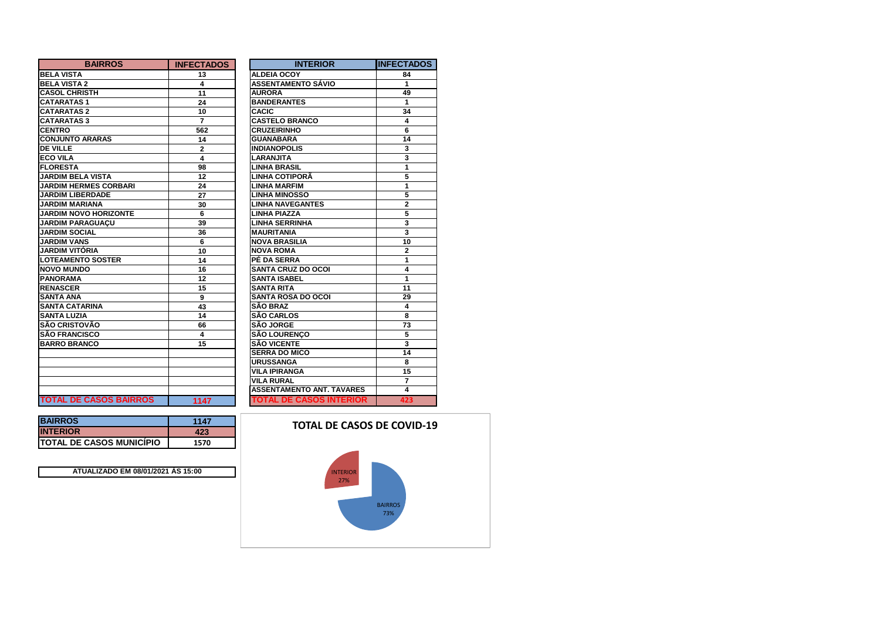| BAIRROS | INFECTADOS |
|---|---|
| BELA VISTA | 13 |
| BELA VISTA 2 | 4 |
| CASOL CHRISTH | 11 |
| CATARATAS 1 | 24 |
| CATARATAS 2 | 10 |
| CATARATAS 3 | 7 |
| CENTRO | 562 |
| CONJUNTO ARARAS | 14 |
| DE VILLE | 2 |
| ECO VILA | 4 |
| FLORESTA | 98 |
| JARDIM BELA VISTA | 12 |
| JARDIM HERMES CORBARI | 24 |
| JARDIM LIBERDADE | 27 |
| JARDIM MARIANA | 30 |
| JARDIM NOVO HORIZONTE | 6 |
| JARDIM PARAGUAÇU | 39 |
| JARDIM SOCIAL | 36 |
| JARDIM VANS | 6 |
| JARDIM VITÓRIA | 10 |
| LOTEAMENTO SOSTER | 14 |
| NOVO MUNDO | 16 |
| PANORAMA | 12 |
| RENASCER | 15 |
| SANTA ANA | 9 |
| SANTA CATARINA | 43 |
| SANTA LUZIA | 14 |
| SÃO CRISTOVÃO | 66 |
| SÃO FRANCISCO | 4 |
| BARRO BRANCO | 15 |
| TOTAL DE CASOS BAIRROS | 1147 |

| INTERIOR | INFECTADOS |
|---|---|
| ALDEIA OCOY | 84 |
| ASSENTAMENTO SÁVIO | 1 |
| AURORA | 49 |
| BANDERANTES | 1 |
| CACIC | 34 |
| CASTELO BRANCO | 4 |
| CRUZEIRINHO | 6 |
| GUANABARA | 14 |
| INDIANOPOLIS | 3 |
| LARANJITA | 3 |
| LINHA BRASIL | 1 |
| LINHA COTIPORÃ | 5 |
| LINHA MARFIM | 1 |
| LINHA MINOSSO | 5 |
| LINHA NAVEGANTES | 2 |
| LINHA PIAZZA | 5 |
| LINHA SERRINHA | 3 |
| MAURITANIA | 3 |
| NOVA BRASILIA | 10 |
| NOVA ROMA | 2 |
| PÉ DA SERRA | 1 |
| SANTA CRUZ DO OCOI | 4 |
| SANTA ISABEL | 1 |
| SANTA RITA | 11 |
| SANTA ROSA DO OCOI | 29 |
| SÃO BRAZ | 4 |
| SÃO CARLOS | 8 |
| SÃO JORGE | 73 |
| SÃO LOURENÇO | 5 |
| SÃO VICENTE | 3 |
| SERRA DO MICO | 14 |
| URUSSANGA | 8 |
| VILA IPIRANGA | 15 |
| VILA RURAL | 7 |
| ASSENTAMENTO ANT. TAVARES | 4 |
| TOTAL DE CASOS INTERIOR | 423 |

| | |
|---|---|
| BAIRROS | 1147 |
| INTERIOR | 423 |
| TOTAL DE CASOS MUNICÍPIO | 1570 |

ATUALIZADO EM 08/01/2021 ÀS 15:00

**TOTAL DE CASOS DE COVID-19**

INTERIOR 27%

BAIRROS 73%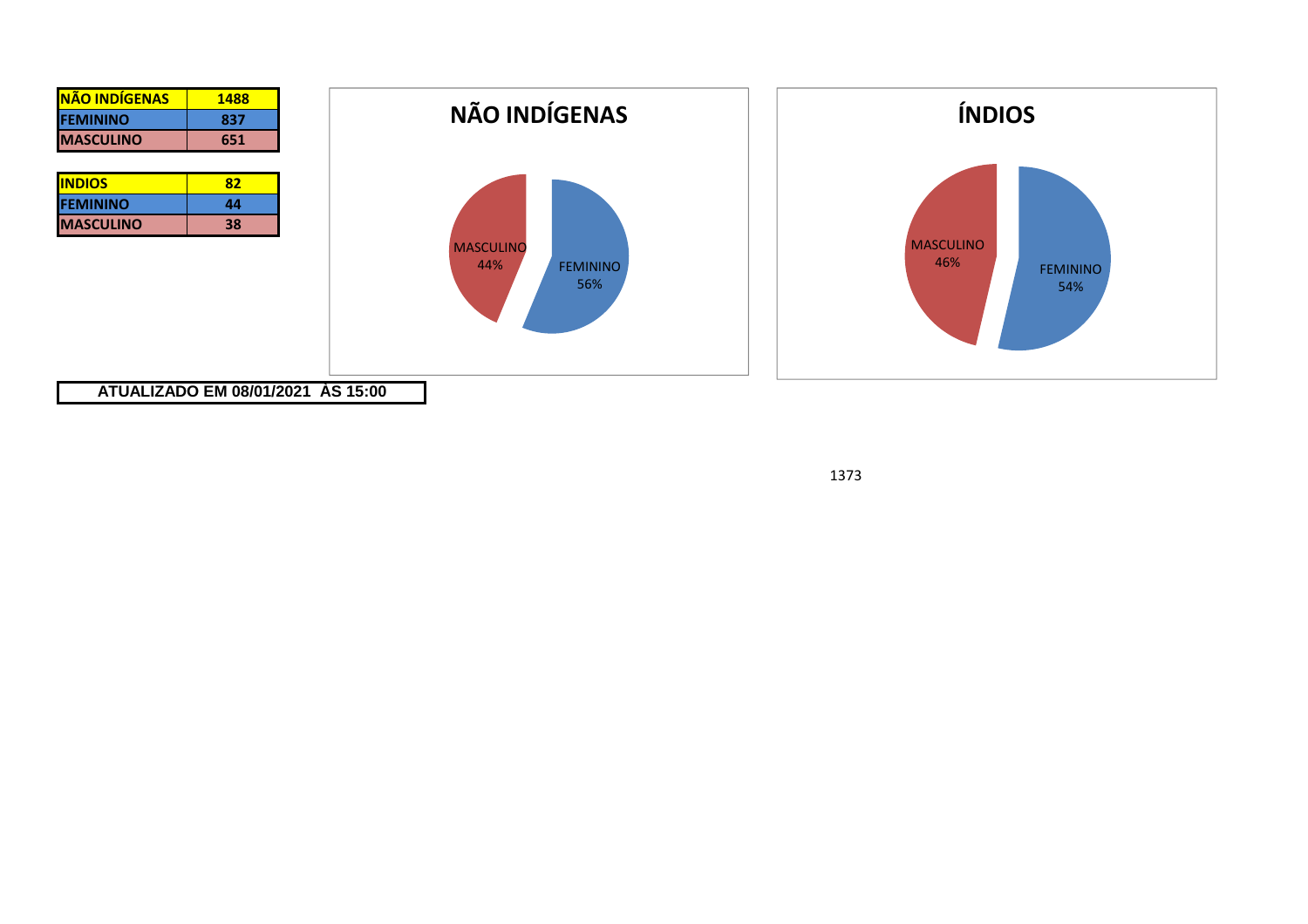| NÃO INDÍGENAS | 1488 |
| --- | --- |
| FEMININO | 837 |
| MASCULINO | 651 |

| INDIOS | 82 |
| --- | --- |
| FEMININO | 44 |
| MASCULINO | 38 |

## NÃO INDÍGENAS

MASCULINO 44%

FEMININO 56%

## ÍNDIOS

MASCULINO 46%

FEMININO 54%

**ATUALIZADO EM 08/01/2021 ÀS 15:00**

1373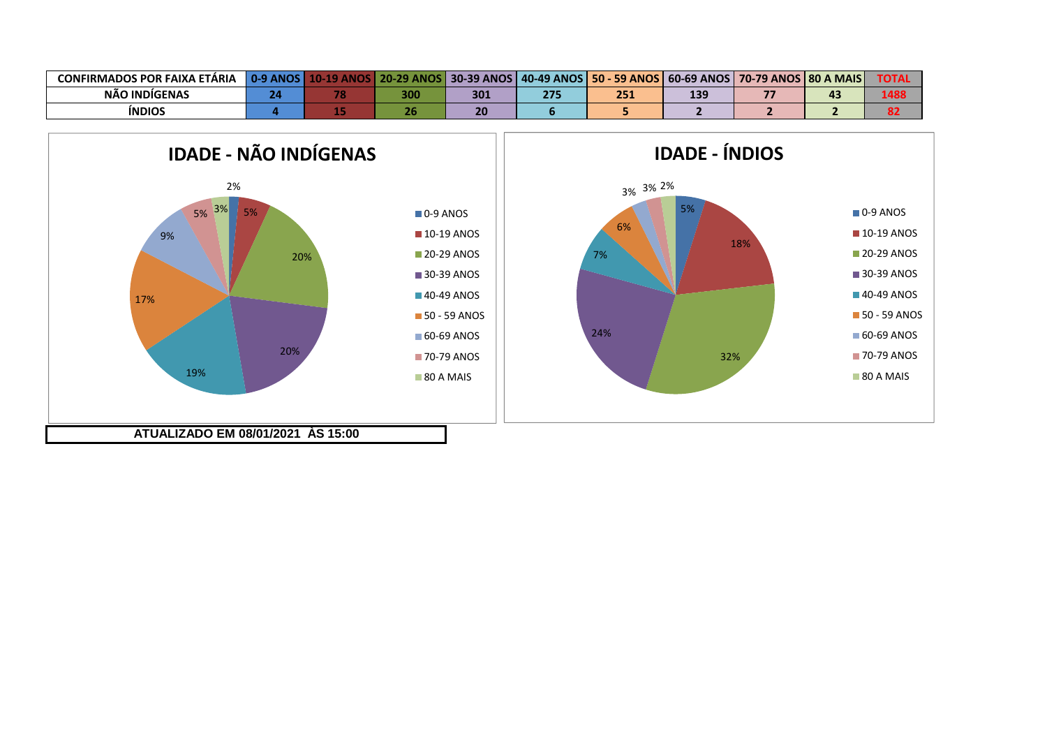| CONFIRMADOS POR FAIXA ETÁRIA | 0-9 ANOS | 10-19 ANOS | 20-29 ANOS | 30-39 ANOS | 40-49 ANOS | 50 - 59 ANOS | 60-69 ANOS | 70-79 ANOS | 80 A MAIS | TOTAL |
|---|---|---|---|---|---|---|---|---|---|---|
| NÃO INDÍGENAS | 24 | 78 | 300 | 301 | 275 | 251 | 139 | 77 | 43 | 1488 |
| ÍNDIOS | 4 | 15 | 26 | 20 | 6 | 5 | 2 | 2 | 2 | 82 |

## IDADE - NÃO INDÍGENAS

| Faixa etária | % |
|---|---|
| 0-9 ANOS | 2% |
| 10-19 ANOS | 5% |
| 20-29 ANOS | 20% |
| 30-39 ANOS | 20% |
| 40-49 ANOS | 19% |
| 50 - 59 ANOS | 17% |
| 60-69 ANOS | 9% |
| 70-79 ANOS | 5% |
| 80 A MAIS | 3% |

## IDADE - ÍNDIOS

| Faixa etária | % |
|---|---|
| 0-9 ANOS | 5% |
| 10-19 ANOS | 18% |
| 20-29 ANOS | 32% |
| 30-39 ANOS | 24% |
| 40-49 ANOS | 7% |
| 50 - 59 ANOS | 6% |
| 60-69 ANOS | 3% |
| 70-79 ANOS | 3% |
| 80 A MAIS | 2% |

**ATUALIZADO EM 08/01/2021 ÀS 15:00**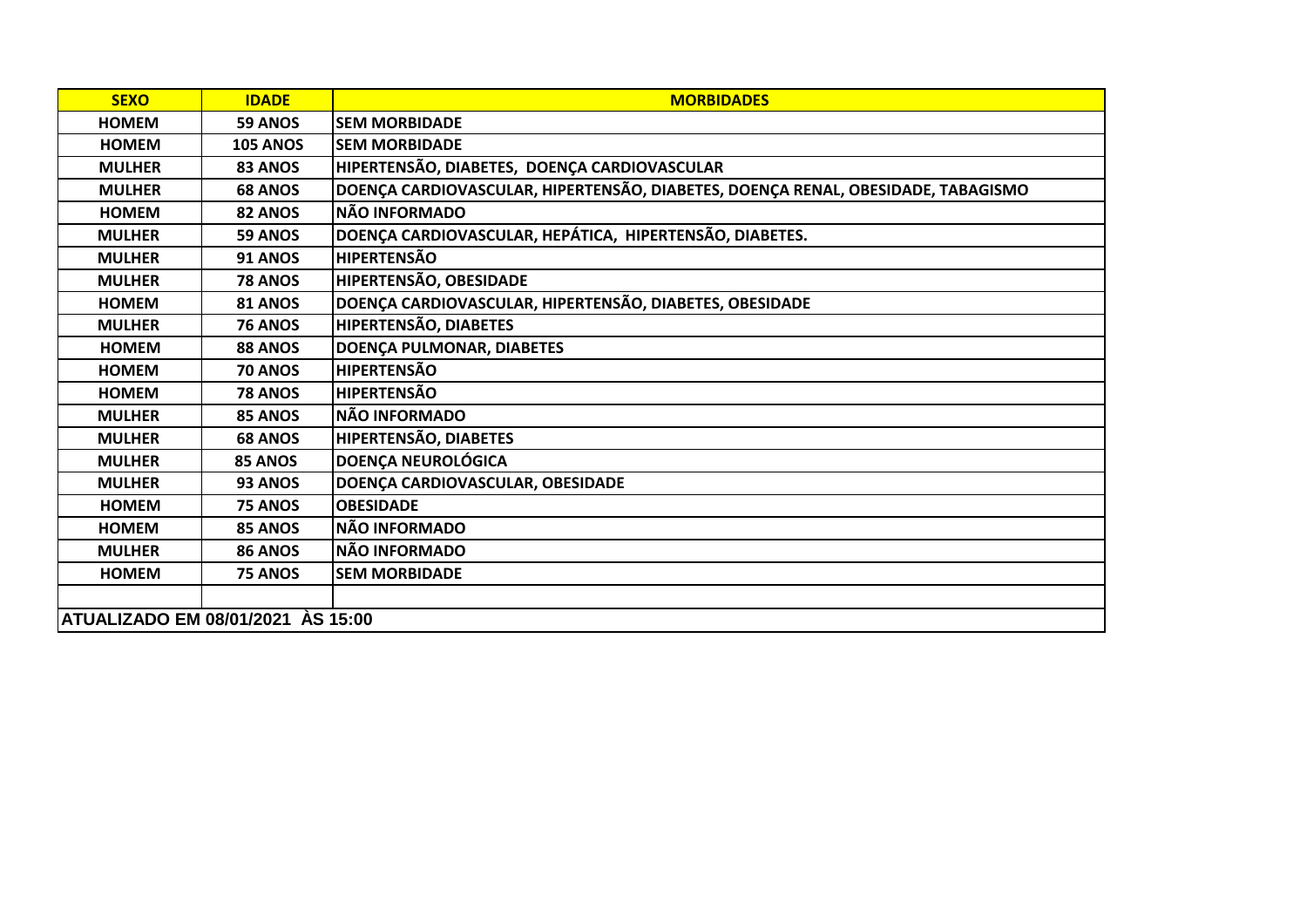| SEXO | IDADE | MORBIDADES |
| --- | --- | --- |
| HOMEM | 59 ANOS | SEM MORBIDADE |
| HOMEM | 105 ANOS | SEM MORBIDADE |
| MULHER | 83 ANOS | HIPERTENSÃO, DIABETES, DOENÇA CARDIOVASCULAR |
| MULHER | 68 ANOS | DOENÇA CARDIOVASCULAR, HIPERTENSÃO, DIABETES, DOENÇA RENAL, OBESIDADE, TABAGISMO |
| HOMEM | 82 ANOS | NÃO INFORMADO |
| MULHER | 59 ANOS | DOENÇA CARDIOVASCULAR, HEPÁTICA, HIPERTENSÃO, DIABETES. |
| MULHER | 91 ANOS | HIPERTENSÃO |
| MULHER | 78 ANOS | HIPERTENSÃO, OBESIDADE |
| HOMEM | 81 ANOS | DOENÇA CARDIOVASCULAR, HIPERTENSÃO, DIABETES, OBESIDADE |
| MULHER | 76 ANOS | HIPERTENSÃO, DIABETES |
| HOMEM | 88 ANOS | DOENÇA PULMONAR, DIABETES |
| HOMEM | 70 ANOS | HIPERTENSÃO |
| HOMEM | 78 ANOS | HIPERTENSÃO |
| MULHER | 85 ANOS | NÃO INFORMADO |
| MULHER | 68 ANOS | HIPERTENSÃO, DIABETES |
| MULHER | 85 ANOS | DOENÇA NEUROLÓGICA |
| MULHER | 93 ANOS | DOENÇA CARDIOVASCULAR, OBESIDADE |
| HOMEM | 75 ANOS | OBESIDADE |
| HOMEM | 85 ANOS | NÃO INFORMADO |
| MULHER | 86 ANOS | NÃO INFORMADO |
| HOMEM | 75 ANOS | SEM MORBIDADE |
| | | |

**ATUALIZADO EM 08/01/2021 ÀS 15:00**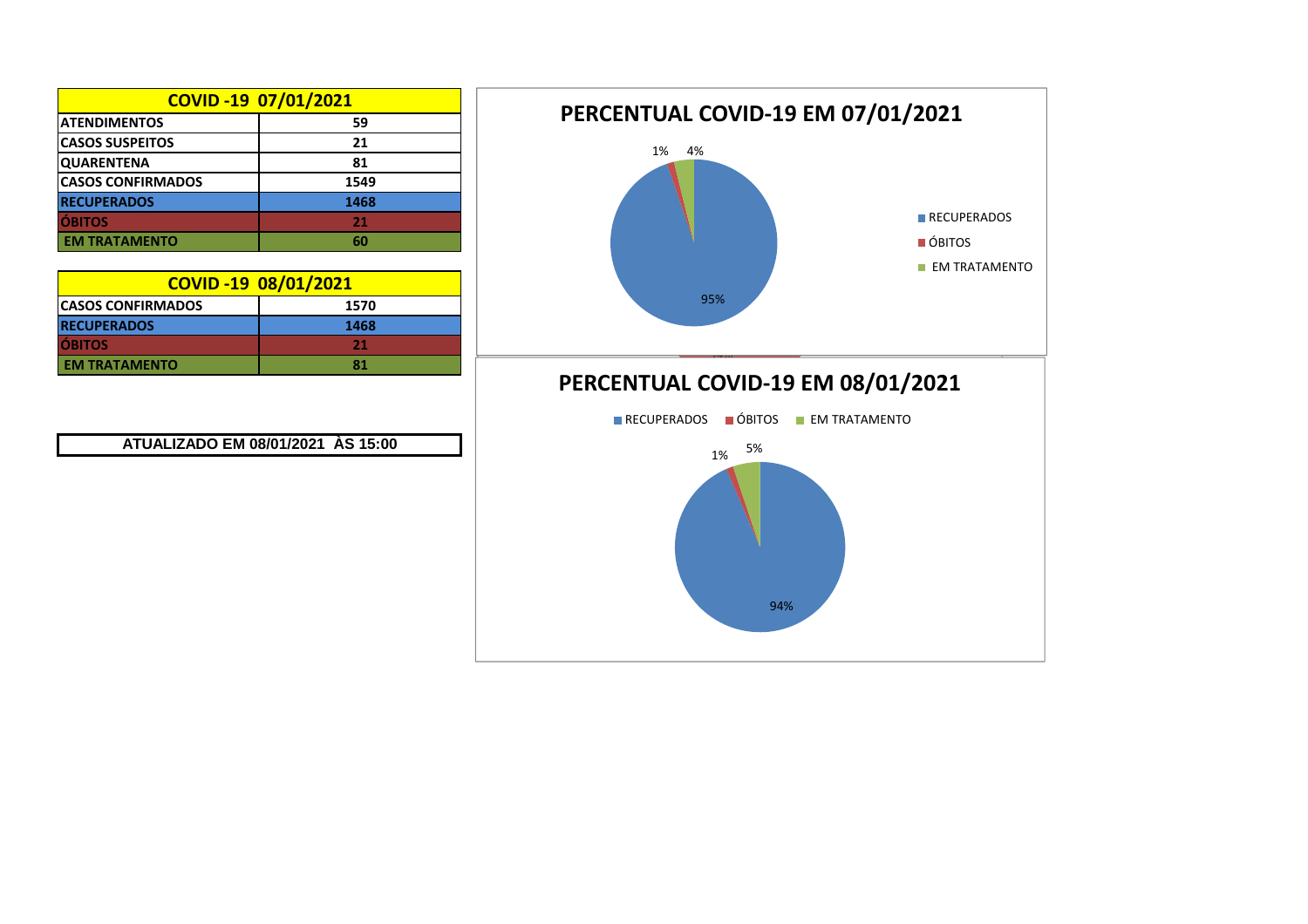| COVID -19 07/01/2021 | |
|---|---|
| **ATENDIMENTOS** | **59** |
| **CASOS SUSPEITOS** | **21** |
| **QUARENTENA** | **81** |
| **CASOS CONFIRMADOS** | **1549** |
| **RECUPERADOS** | **1468** |
| **ÓBITOS** | **21** |
| **EM TRATAMENTO** | **60** |

| COVID -19 08/01/2021 | |
|---|---|
| **CASOS CONFIRMADOS** | **1570** |
| **RECUPERADOS** | **1468** |
| **ÓBITOS** | **21** |
| **EM TRATAMENTO** | **81** |

**ATUALIZADO EM 08/01/2021 ÀS 15:00**

## PERCENTUAL COVID-19 EM 07/01/2021

1%
4%
95%

RECUPERADOS
ÓBITOS
EM TRATAMENTO

## PERCENTUAL COVID-19 EM 08/01/2021

RECUPERADOS
ÓBITOS
EM TRATAMENTO

1%
5%
94%